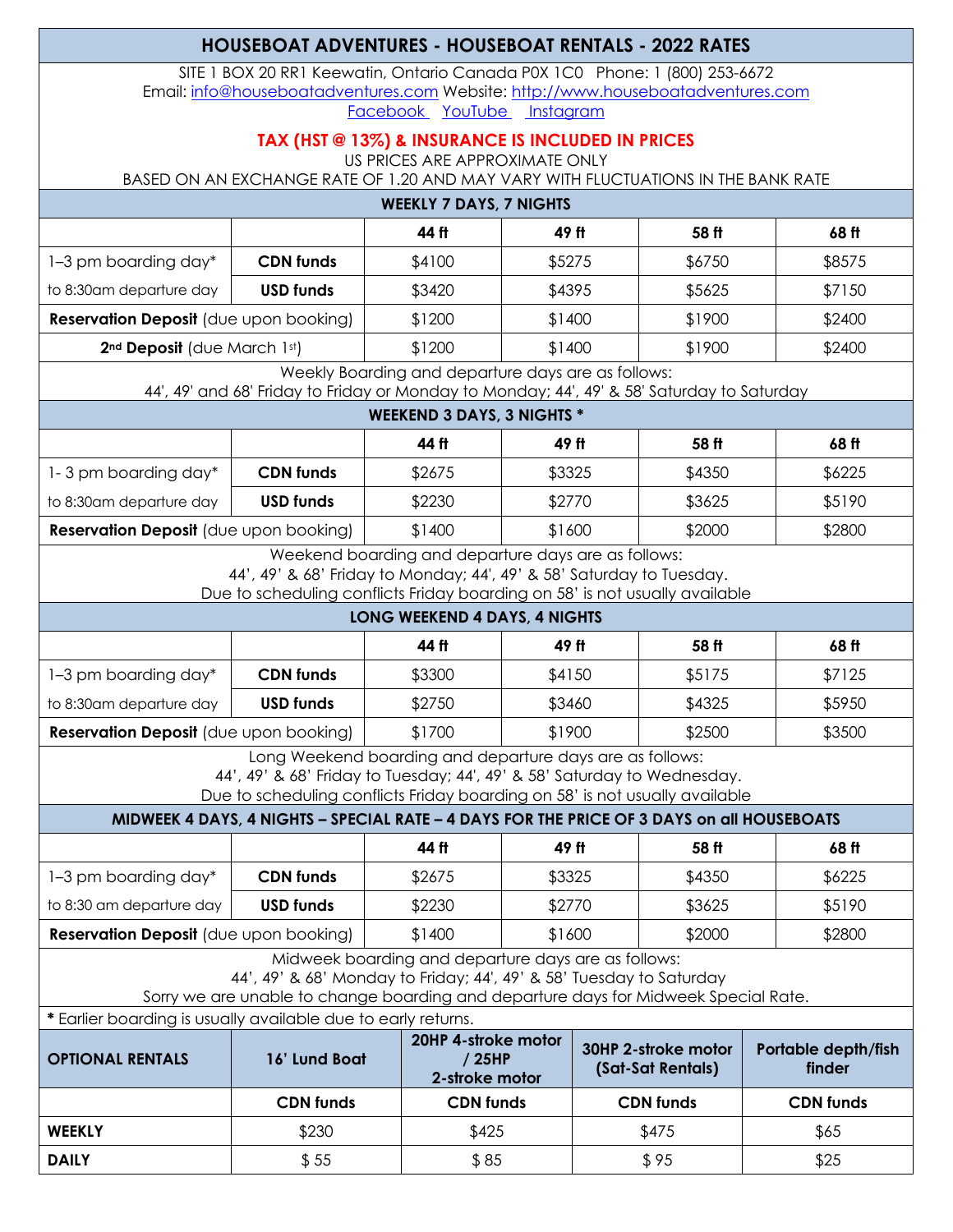# HOUSEBOAT ADVENTURES - HOUSEBOAT RENTALS - 2022 RATES

SITE 1 BOX 20 RR1 Keewatin, Ontario Canada P0X 1C0 Phone: 1 (800) 253-6672
Email: info@houseboatadventures.com Website: http://www.houseboatadventures.com
Facebook YouTube Instagram

**TAX (HST @ 13%) & INSURANCE IS INCLUDED IN PRICES**

US PRICES ARE APPROXIMATE ONLY
BASED ON AN EXCHANGE RATE OF 1.20 AND MAY VARY WITH FLUCTUATIONS IN THE BANK RATE

## WEEKLY 7 DAYS, 7 NIGHTS

| | | 44 ft | 49 ft | 58 ft | 68 ft |
|---|---|---|---|---|---|
| 1–3 pm boarding day* | **CDN funds** | $4100 | $5275 | $6750 | $8575 |
| to 8:30am departure day | **USD funds** | $3420 | $4395 | $5625 | $7150 |
| **Reservation Deposit** (due upon booking) | | $1200 | $1400 | $1900 | $2400 |
| **2nd Deposit** (due March 1st) | | $1200 | $1400 | $1900 | $2400 |

Weekly Boarding and departure days are as follows:
44', 49' and 68' Friday to Friday or Monday to Monday; 44', 49' & 58' Saturday to Saturday

## WEEKEND 3 DAYS, 3 NIGHTS *

| | | 44 ft | 49 ft | 58 ft | 68 ft |
|---|---|---|---|---|---|
| 1- 3 pm boarding day* | **CDN funds** | $2675 | $3325 | $4350 | $6225 |
| to 8:30am departure day | **USD funds** | $2230 | $2770 | $3625 | $5190 |
| **Reservation Deposit** (due upon booking) | | $1400 | $1600 | $2000 | $2800 |

Weekend boarding and departure days are as follows:
44', 49' & 68' Friday to Monday; 44', 49' & 58' Saturday to Tuesday.
Due to scheduling conflicts Friday boarding on 58' is not usually available

## LONG WEEKEND 4 DAYS, 4 NIGHTS

| | | 44 ft | 49 ft | 58 ft | 68 ft |
|---|---|---|---|---|---|
| 1–3 pm boarding day* | **CDN funds** | $3300 | $4150 | $5175 | $7125 |
| to 8:30am departure day | **USD funds** | $2750 | $3460 | $4325 | $5950 |
| **Reservation Deposit** (due upon booking) | | $1700 | $1900 | $2500 | $3500 |

Long Weekend boarding and departure days are as follows:
44', 49' & 68' Friday to Tuesday; 44', 49' & 58' Saturday to Wednesday.
Due to scheduling conflicts Friday boarding on 58' is not usually available

## MIDWEEK 4 DAYS, 4 NIGHTS – SPECIAL RATE – 4 DAYS FOR THE PRICE OF 3 DAYS on all HOUSEBOATS

| | | 44 ft | 49 ft | 58 ft | 68 ft |
|---|---|---|---|---|---|
| 1–3 pm boarding day* | **CDN funds** | $2675 | $3325 | $4350 | $6225 |
| to 8:30 am departure day | **USD funds** | $2230 | $2770 | $3625 | $5190 |
| **Reservation Deposit** (due upon booking) | | $1400 | $1600 | $2000 | $2800 |

Midweek boarding and departure days are as follows:
44', 49' & 68' Monday to Friday; 44', 49' & 58' Tuesday to Saturday
Sorry we are unable to change boarding and departure days for Midweek Special Rate.

* Earlier boarding is usually available due to early returns.

| **OPTIONAL RENTALS** | **16' Lund Boat** | **20HP 4-stroke motor / 25HP 2-stroke motor** | **30HP 2-stroke motor (Sat-Sat Rentals)** | **Portable depth/fish finder** |
|---|---|---|---|---|
| | **CDN funds** | **CDN funds** | **CDN funds** | **CDN funds** |
| **WEEKLY** | $230 | $425 | $475 | $65 |
| **DAILY** | $ 55 | $ 85 | $ 95 | $25 |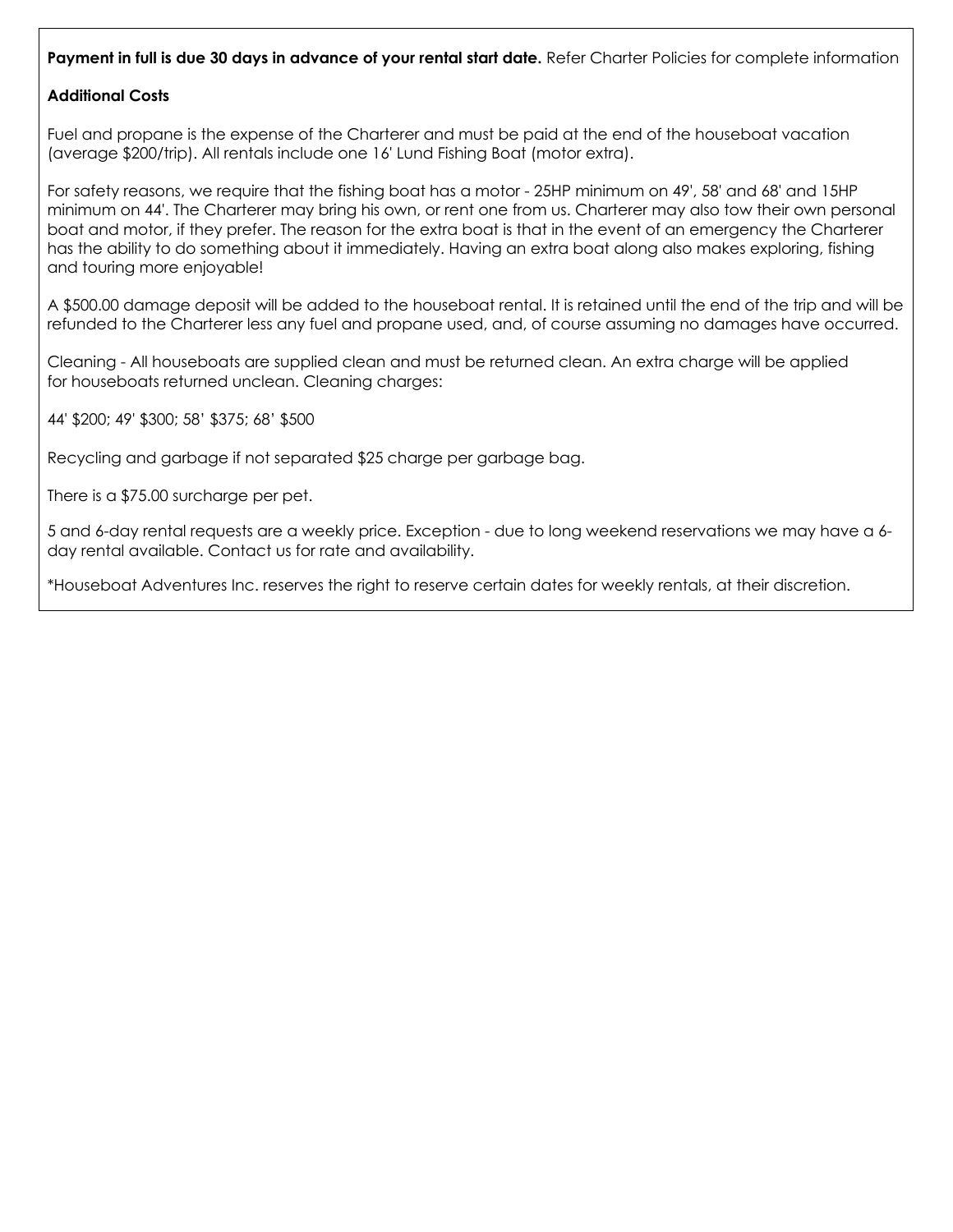**Payment in full is due 30 days in advance of your rental start date.** Refer Charter Policies for complete information

**Additional Costs**

Fuel and propane is the expense of the Charterer and must be paid at the end of the houseboat vacation (average $200/trip). All rentals include one 16' Lund Fishing Boat (motor extra).

For safety reasons, we require that the fishing boat has a motor - 25HP minimum on 49', 58' and 68' and 15HP minimum on 44'. The Charterer may bring his own, or rent one from us. Charterer may also tow their own personal boat and motor, if they prefer. The reason for the extra boat is that in the event of an emergency the Charterer has the ability to do something about it immediately. Having an extra boat along also makes exploring, fishing and touring more enjoyable!

A $500.00 damage deposit will be added to the houseboat rental. It is retained until the end of the trip and will be refunded to the Charterer less any fuel and propane used, and, of course assuming no damages have occurred.

Cleaning - All houseboats are supplied clean and must be returned clean. An extra charge will be applied for houseboats returned unclean. Cleaning charges:

44' $200; 49' $300; 58' $375; 68' $500

Recycling and garbage if not separated $25 charge per garbage bag.

There is a $75.00 surcharge per pet.

5 and 6-day rental requests are a weekly price. Exception - due to long weekend reservations we may have a 6-day rental available. Contact us for rate and availability.

*Houseboat Adventures Inc. reserves the right to reserve certain dates for weekly rentals, at their discretion.